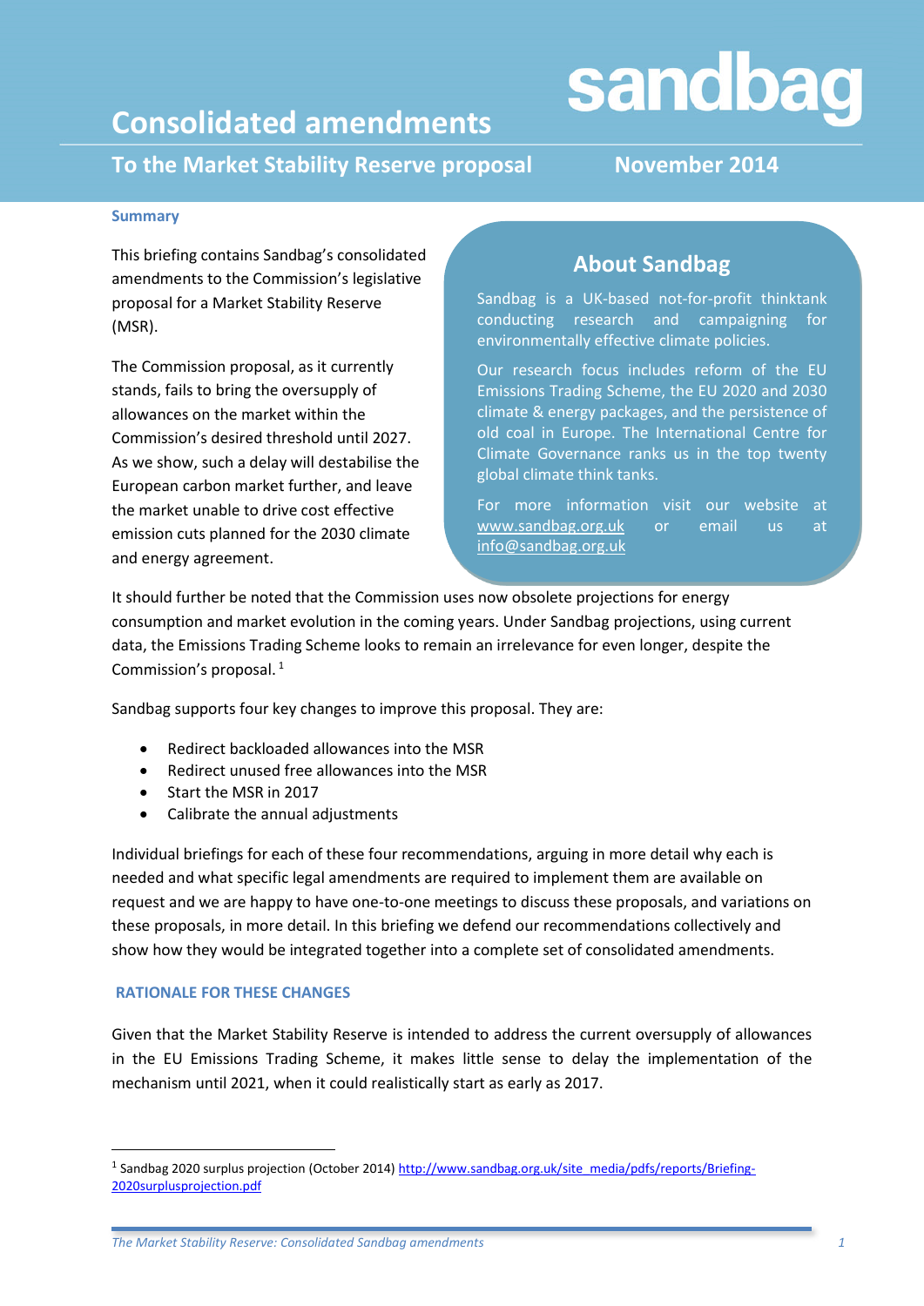sandbag

# Consolidated amendments

## To the Market Stability Reserve proposal

**November 2014**

### Summary

This briefing contains Sandbag's consolidated amendments to the Commission's legislative proposal for a Market Stability Reserve (MSR).

The Commission proposal, as it currently stands, fails to bring the oversupply of allowances on the market within the Commission's desired threshold until 2027. As we show, such a delay will destabilise the European carbon market further, and leave the market unable to drive cost effective emission cuts planned for the 2030 climate and energy agreement.

### About Sandbag

Sandbag is a UK-based not-for-profit thinktank conducting research and campaigning for environmentally effective climate policies.

Our research focus includes reform of the EU Emissions Trading Scheme, the EU 2020 and 2030 climate & energy packages, and the persistence of old coal in Europe. The International Centre for Climate Governance ranks us in the top twenty global climate think tanks.

For more information visit our website at www.sandbag.org.uk or email us at info@sandbag.org.uk

It should further be noted that the Commission uses now obsolete projections for energy consumption and market evolution in the coming years. Under Sandbag projections, using current data, the Emissions Trading Scheme looks to remain an irrelevance for even longer, despite the Commission's proposal.[1]

Sandbag supports four key changes to improve this proposal. They are:

- Redirect backloaded allowances into the MSR
- Redirect unused free allowances into the MSR
- Start the MSR in 2017
- Calibrate the annual adjustments

Individual briefings for each of these four recommendations, arguing in more detail why each is needed and what specific legal amendments are required to implement them are available on request and we are happy to have one-to-one meetings to discuss these proposals, and variations on these proposals, in more detail. In this briefing we defend our recommendations collectively and show how they would be integrated together into a complete set of consolidated amendments.

### RATIONALE FOR THESE CHANGES

Given that the Market Stability Reserve is intended to address the current oversupply of allowances in the EU Emissions Trading Scheme, it makes little sense to delay the implementation of the mechanism until 2021, when it could realistically start as early as 2017.

[1] Sandbag 2020 surplus projection (October 2014) http://www.sandbag.org.uk/site_media/pdfs/reports/Briefing-2020surplusprojection.pdf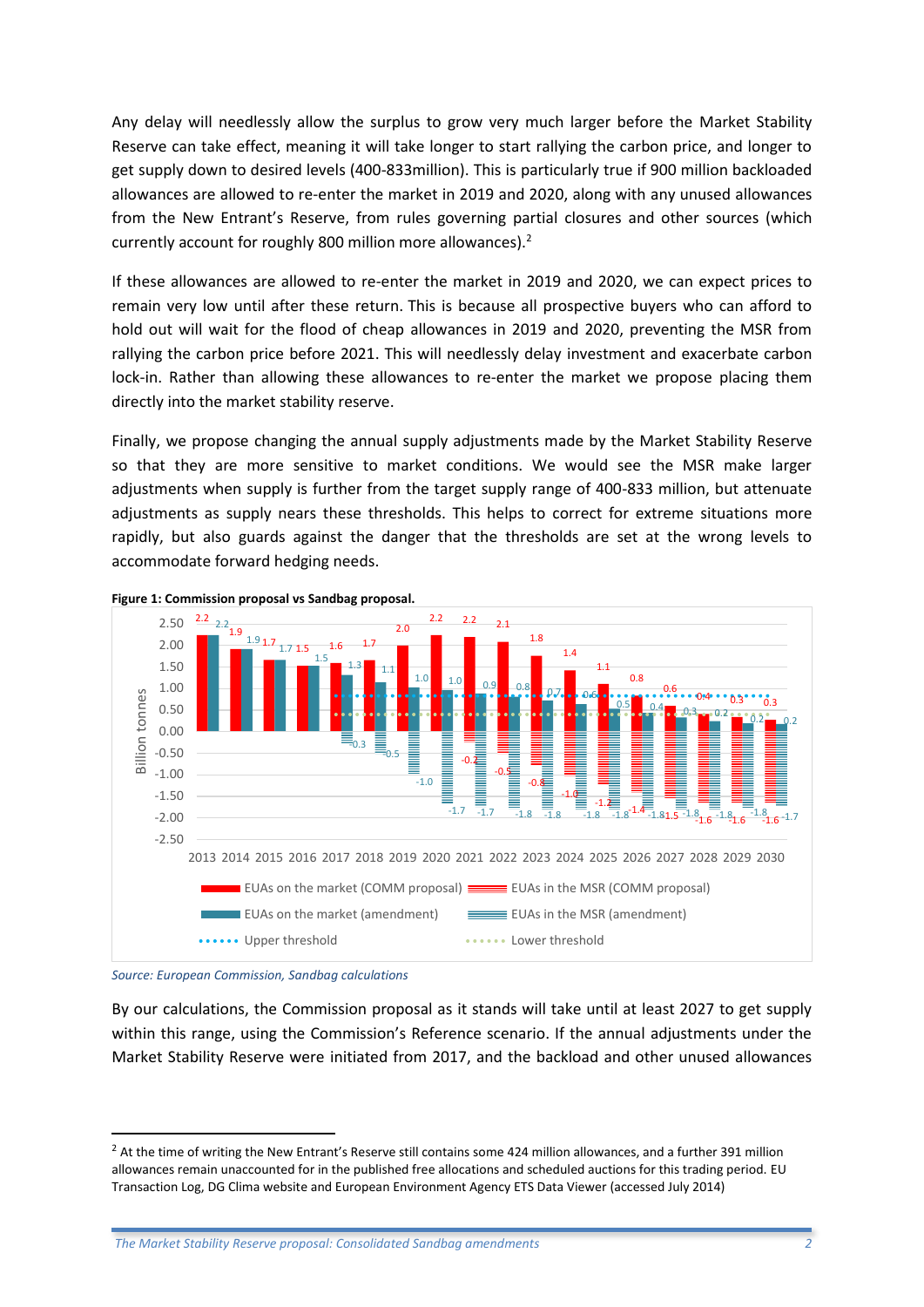Any delay will needlessly allow the surplus to grow very much larger before the Market Stability Reserve can take effect, meaning it will take longer to start rallying the carbon price, and longer to get supply down to desired levels (400-833million). This is particularly true if 900 million backloaded allowances are allowed to re-enter the market in 2019 and 2020, along with any unused allowances from the New Entrant's Reserve, from rules governing partial closures and other sources (which currently account for roughly 800 million more allowances).[2]

If these allowances are allowed to re-enter the market in 2019 and 2020, we can expect prices to remain very low until after these return. This is because all prospective buyers who can afford to hold out will wait for the flood of cheap allowances in 2019 and 2020, preventing the MSR from rallying the carbon price before 2021. This will needlessly delay investment and exacerbate carbon lock-in. Rather than allowing these allowances to re-enter the market we propose placing them directly into the market stability reserve.

Finally, we propose changing the annual supply adjustments made by the Market Stability Reserve so that they are more sensitive to market conditions. We would see the MSR make larger adjustments when supply is further from the target supply range of 400-833 million, but attenuate adjustments as supply nears these thresholds. This helps to correct for extreme situations more rapidly, but also guards against the danger that the thresholds are set at the wrong levels to accommodate forward hedging needs.

**Figure 1: Commission proposal vs Sandbag proposal.**

| Year | EUAs on the market (COMM proposal) | EUAs in the MSR (COMM proposal) | EUAs on the market (amendment) | EUAs in the MSR (amendment) |
|---|---|---|---|---|
| 2013 | 2.2 | | 2.2 | |
| 2014 | 1.9 | | 1.9 | |
| 2015 | 1.7 | | 1.7 | |
| 2016 | 1.5 | | 1.5 | |
| 2017 | 1.6 | | 1.3 | -0.3 |
| 2018 | 1.7 | | 1.1 | -0.5 |
| 2019 | 2.0 | | 1.0 | -1.0 |
| 2020 | 2.2 | | 1.0 | -1.7 |
| 2021 | 2.2 | -0.2 | 0.9 | -1.7 |
| 2022 | 2.1 | -0.5 | 0.8 | -1.8 |
| 2023 | 1.8 | -0.8 | 0.7 | -1.8 |
| 2024 | 1.4 | -1.0 | 0.6 | -1.8 |
| 2025 | 1.1 | -1.2 | 0.5 | -1.8 |
| 2026 | 0.8 | -1.4 | 0.4 | -1.8 |
| 2027 | 0.6 | -1.5 | 0.3 | -1.8 |
| 2028 | 0.4 | -1.6 | 0.2 | -1.8 |
| 2029 | 0.3 | -1.6 | 0.2 | -1.8 |
| 2030 | 0.3 | -1.6 | 0.2 | -1.7 |

Billion tonnes. Upper threshold; Lower threshold.

*Source: European Commission, Sandbag calculations*

By our calculations, the Commission proposal as it stands will take until at least 2027 to get supply within this range, using the Commission's Reference scenario. If the annual adjustments under the Market Stability Reserve were initiated from 2017, and the backload and other unused allowances

---

[2] At the time of writing the New Entrant's Reserve still contains some 424 million allowances, and a further 391 million allowances remain unaccounted for in the published free allocations and scheduled auctions for this trading period. EU Transaction Log, DG Clima website and European Environment Agency ETS Data Viewer (accessed July 2014)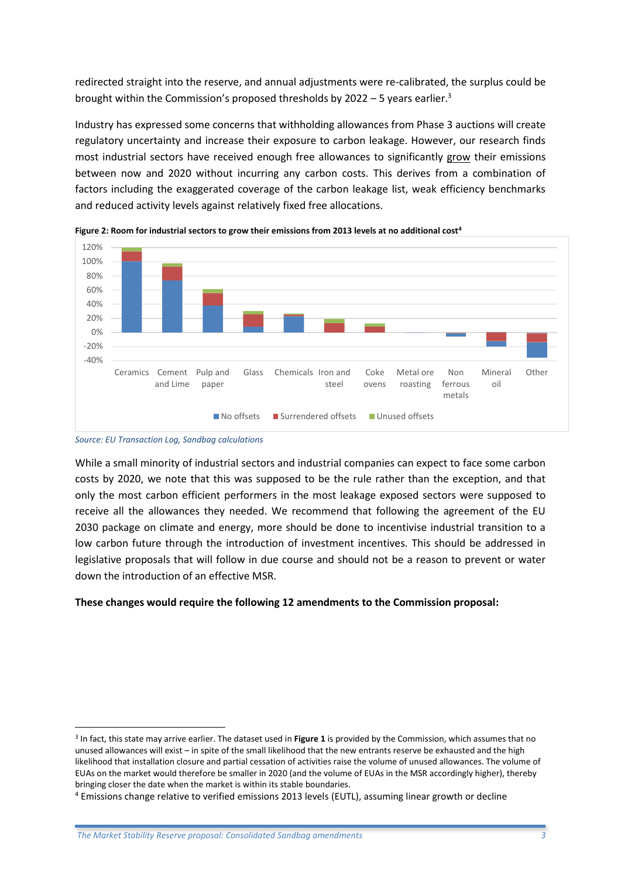redirected straight into the reserve, and annual adjustments were re-calibrated, the surplus could be brought within the Commission's proposed thresholds by 2022 – 5 years earlier.[3]

Industry has expressed some concerns that withholding allowances from Phase 3 auctions will create regulatory uncertainty and increase their exposure to carbon leakage. However, our research finds most industrial sectors have received enough free allowances to significantly grow their emissions between now and 2020 without incurring any carbon costs. This derives from a combination of factors including the exaggerated coverage of the carbon leakage list, weak efficiency benchmarks and reduced activity levels against relatively fixed free allocations.

**Figure 2: Room for industrial sectors to grow their emissions from 2013 levels at no additional cost[4]**

*Source: EU Transaction Log, Sandbag calculations*

While a small minority of industrial sectors and industrial companies can expect to face some carbon costs by 2020, we note that this was supposed to be the rule rather than the exception, and that only the most carbon efficient performers in the most leakage exposed sectors were supposed to receive all the allowances they needed. We recommend that following the agreement of the EU 2030 package on climate and energy, more should be done to incentivise industrial transition to a low carbon future through the introduction of investment incentives. This should be addressed in legislative proposals that will follow in due course and should not be a reason to prevent or water down the introduction of an effective MSR.

**These changes would require the following 12 amendments to the Commission proposal:**

[3] In fact, this state may arrive earlier. The dataset used in **Figure 1** is provided by the Commission, which assumes that no unused allowances will exist – in spite of the small likelihood that the new entrants reserve be exhausted and the high likelihood that installation closure and partial cessation of activities raise the volume of unused allowances. The volume of EUAs on the market would therefore be smaller in 2020 (and the volume of EUAs in the MSR accordingly higher), thereby bringing closer the date when the market is within its stable boundaries.

[4] Emissions change relative to verified emissions 2013 levels (EUTL), assuming linear growth or decline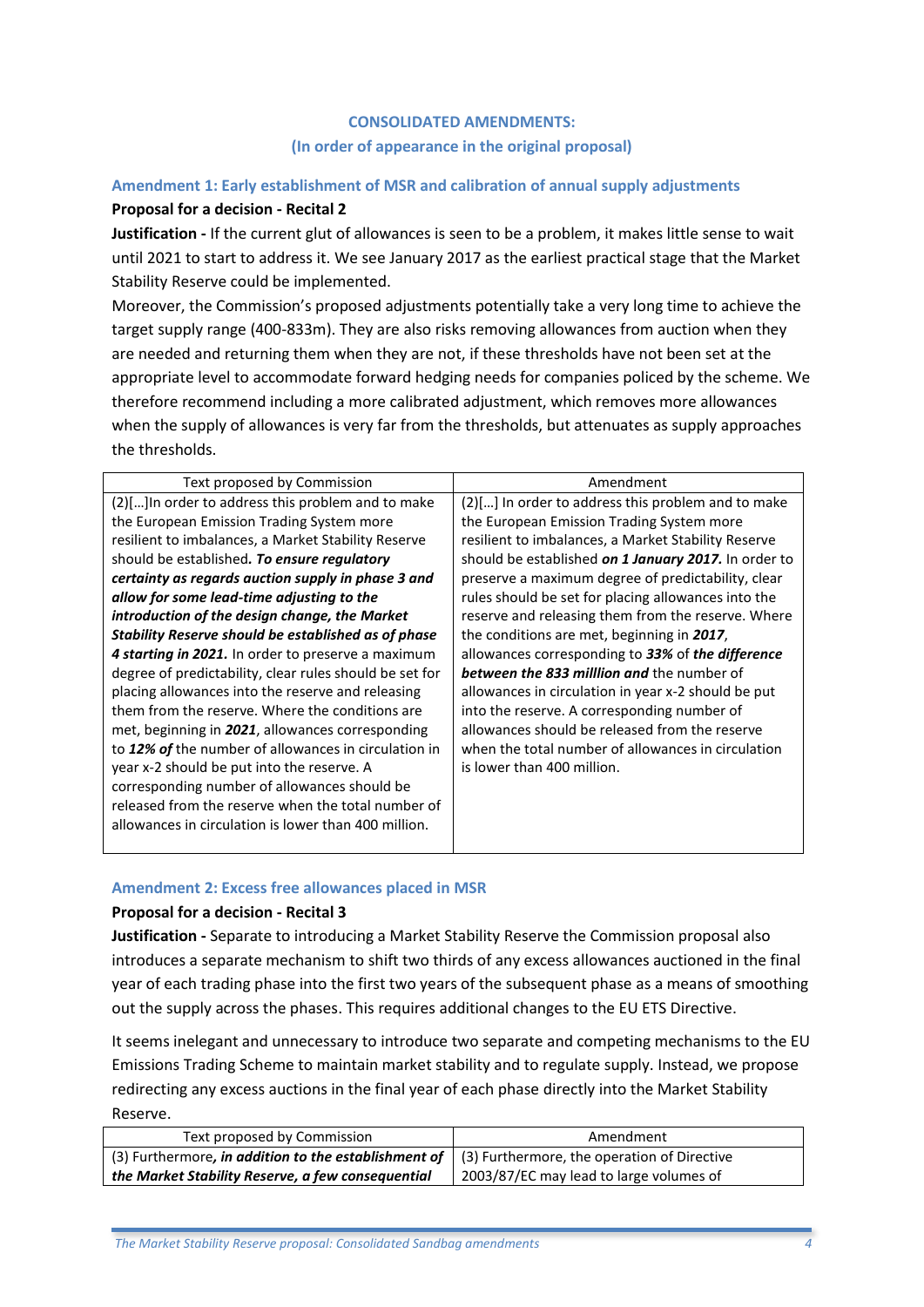## CONSOLIDATED AMENDMENTS:
## (In order of appearance in the original proposal)

### Amendment 1: Early establishment of MSR and calibration of annual supply adjustments

**Proposal for a decision - Recital 2**

**Justification -** If the current glut of allowances is seen to be a problem, it makes little sense to wait until 2021 to start to address it. We see January 2017 as the earliest practical stage that the Market Stability Reserve could be implemented.

Moreover, the Commission's proposed adjustments potentially take a very long time to achieve the target supply range (400-833m). They are also risks removing allowances from auction when they are needed and returning them when they are not, if these thresholds have not been set at the appropriate level to accommodate forward hedging needs for companies policed by the scheme. We therefore recommend including a more calibrated adjustment, which removes more allowances when the supply of allowances is very far from the thresholds, but attenuates as supply approaches the thresholds.

| Text proposed by Commission | Amendment |
| --- | --- |
| (2)[…]In order to address this problem and to make the European Emission Trading System more resilient to imbalances, a Market Stability Reserve should be established***. To ensure regulatory certainty as regards auction supply in phase 3 and allow for some lead-time adjusting to the introduction of the design change, the Market Stability Reserve should be established as of phase 4 starting in 2021.*** In order to preserve a maximum degree of predictability, clear rules should be set for placing allowances into the reserve and releasing them from the reserve. Where the conditions are met, beginning in ***2021***, allowances corresponding to ***12% of*** the number of allowances in circulation in year x-2 should be put into the reserve. A corresponding number of allowances should be released from the reserve when the total number of allowances in circulation is lower than 400 million. | (2)[…] In order to address this problem and to make the European Emission Trading System more resilient to imbalances, a Market Stability Reserve should be established ***on 1 January 2017.*** In order to preserve a maximum degree of predictability, clear rules should be set for placing allowances into the reserve and releasing them from the reserve. Where the conditions are met, beginning in ***2017***, allowances corresponding to ***33%*** of ***the difference between the 833 milllion and*** the number of allowances in circulation in year x-2 should be put into the reserve. A corresponding number of allowances should be released from the reserve when the total number of allowances in circulation is lower than 400 million. |

### Amendment 2: Excess free allowances placed in MSR

**Proposal for a decision - Recital 3**

**Justification -** Separate to introducing a Market Stability Reserve the Commission proposal also introduces a separate mechanism to shift two thirds of any excess allowances auctioned in the final year of each trading phase into the first two years of the subsequent phase as a means of smoothing out the supply across the phases. This requires additional changes to the EU ETS Directive.

It seems inelegant and unnecessary to introduce two separate and competing mechanisms to the EU Emissions Trading Scheme to maintain market stability and to regulate supply. Instead, we propose redirecting any excess auctions in the final year of each phase directly into the Market Stability Reserve.

| Text proposed by Commission | Amendment |
| --- | --- |
| (3) Furthermore***, in addition to the establishment of the Market Stability Reserve, a few consequential*** | (3) Furthermore, the operation of Directive 2003/87/EC may lead to large volumes of |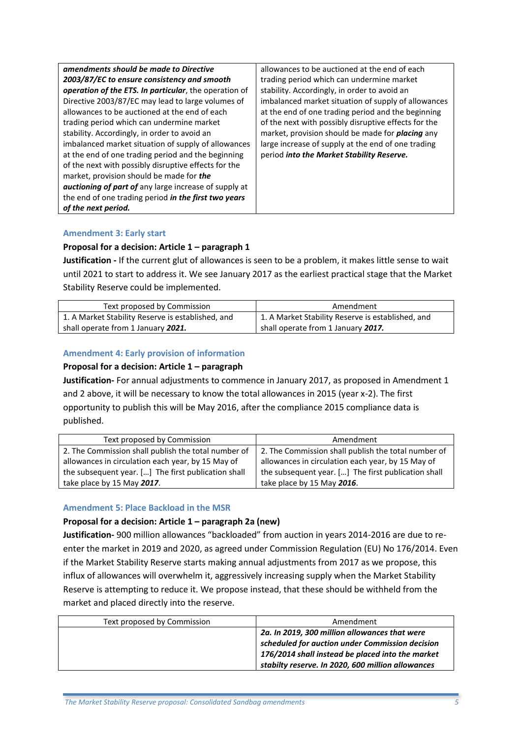| | |
|---|---|
| ***amendments should be made to Directive 2003/87/EC to ensure consistency and smooth operation of the ETS. In particular***, the operation of Directive 2003/87/EC may lead to large volumes of allowances to be auctioned at the end of each trading period which can undermine market stability. Accordingly, in order to avoid an imbalanced market situation of supply of allowances at the end of one trading period and the beginning of the next with possibly disruptive effects for the market, provision should be made for ***the auctioning of part of*** any large increase of supply at the end of one trading period ***in the first two years of the next period.*** | allowances to be auctioned at the end of each trading period which can undermine market stability. Accordingly, in order to avoid an imbalanced market situation of supply of allowances at the end of one trading period and the beginning of the next with possibly disruptive effects for the market, provision should be made for ***placing*** any large increase of supply at the end of one trading period ***into the Market Stability Reserve.*** |

## Amendment 3: Early start

**Proposal for a decision: Article 1 – paragraph 1**

**Justification -** If the current glut of allowances is seen to be a problem, it makes little sense to wait until 2021 to start to address it. We see January 2017 as the earliest practical stage that the Market Stability Reserve could be implemented.

| Text proposed by Commission | Amendment |
|---|---|
| 1. A Market Stability Reserve is established, and shall operate from 1 January ***2021.*** | 1. A Market Stability Reserve is established, and shall operate from 1 January ***2017.*** |

## Amendment 4: Early provision of information

**Proposal for a decision: Article 1 – paragraph**

**Justification-** For annual adjustments to commence in January 2017, as proposed in Amendment 1 and 2 above, it will be necessary to know the total allowances in 2015 (year x-2). The first opportunity to publish this will be May 2016, after the compliance 2015 compliance data is published.

| Text proposed by Commission | Amendment |
|---|---|
| 2. The Commission shall publish the total number of allowances in circulation each year, by 15 May of the subsequent year. […] The first publication shall take place by 15 May ***2017***. | 2. The Commission shall publish the total number of allowances in circulation each year, by 15 May of the subsequent year. […] The first publication shall take place by 15 May ***2016***. |

## Amendment 5: Place Backload in the MSR

**Proposal for a decision: Article 1 – paragraph 2a (new)**

**Justification-** 900 million allowances "backloaded" from auction in years 2014-2016 are due to re-enter the market in 2019 and 2020, as agreed under Commission Regulation (EU) No 176/2014. Even if the Market Stability Reserve starts making annual adjustments from 2017 as we propose, this influx of allowances will overwhelm it, aggressively increasing supply when the Market Stability Reserve is attempting to reduce it. We propose instead, that these should be withheld from the market and placed directly into the reserve.

| Text proposed by Commission | Amendment |
|---|---|
| | ***2a. In 2019, 300 million allowances that were scheduled for auction under Commission decision 176/2014 shall instead be placed into the market stabilty reserve. In 2020, 600 million allowances*** |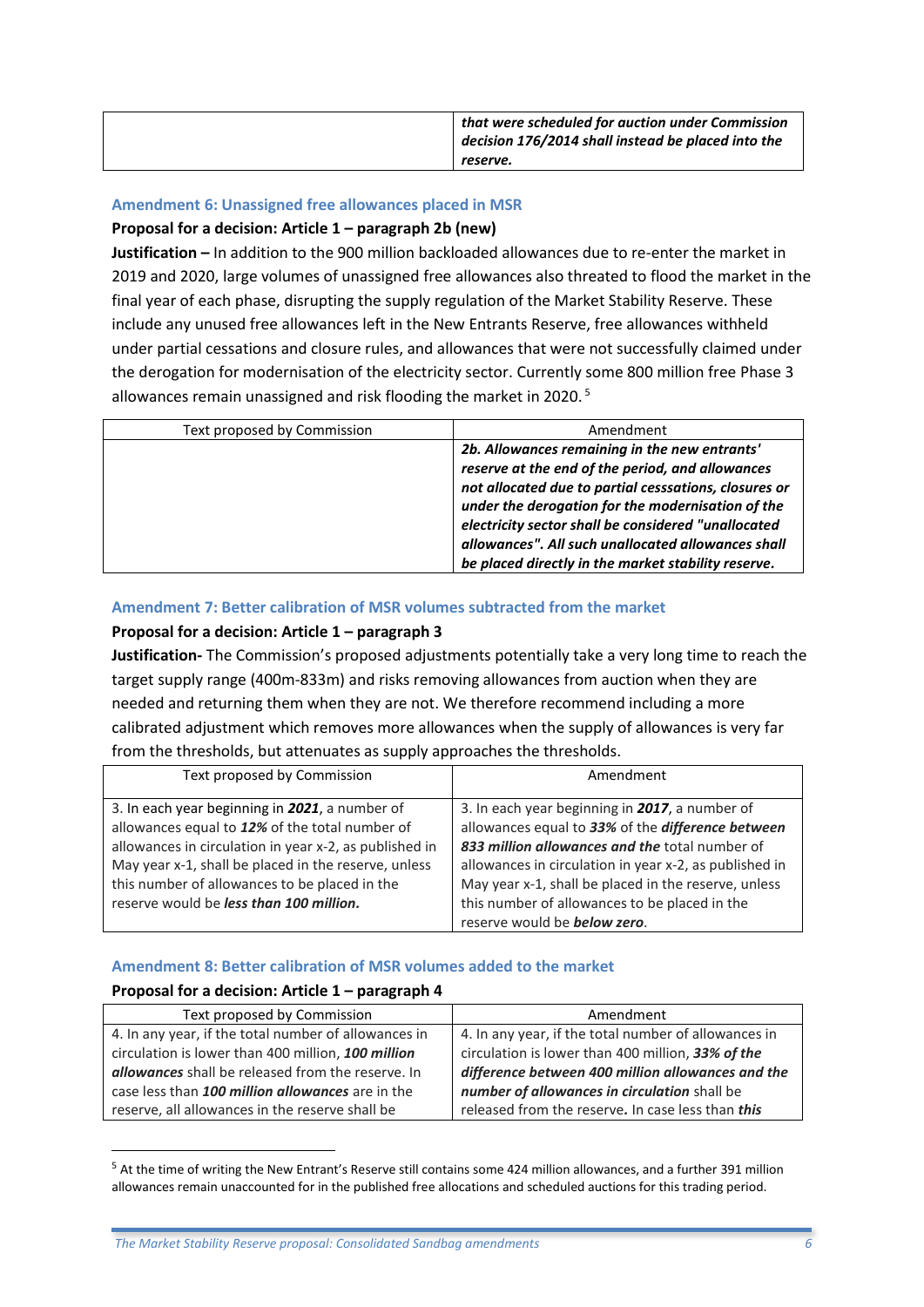| | |
|---|---|
| | ***that were scheduled for auction under Commission decision 176/2014 shall instead be placed into the reserve.*** |

### Amendment 6: Unassigned free allowances placed in MSR

**Proposal for a decision: Article 1 – paragraph 2b (new)**

**Justification –** In addition to the 900 million backloaded allowances due to re-enter the market in 2019 and 2020, large volumes of unassigned free allowances also threated to flood the market in the final year of each phase, disrupting the supply regulation of the Market Stability Reserve. These include any unused free allowances left in the New Entrants Reserve, free allowances withheld under partial cessations and closure rules, and allowances that were not successfully claimed under the derogation for modernisation of the electricity sector. Currently some 800 million free Phase 3 allowances remain unassigned and risk flooding the market in 2020. [5]

| Text proposed by Commission | Amendment |
|---|---|
| | ***2b. Allowances remaining in the new entrants' reserve at the end of the period, and allowances not allocated due to partial cesssations, closures or under the derogation for the modernisation of the electricity sector shall be considered "unallocated allowances". All such unallocated allowances shall be placed directly in the market stability reserve.*** |

### Amendment 7: Better calibration of MSR volumes subtracted from the market

**Proposal for a decision: Article 1 – paragraph 3**

**Justification-** The Commission's proposed adjustments potentially take a very long time to reach the target supply range (400m-833m) and risks removing allowances from auction when they are needed and returning them when they are not. We therefore recommend including a more calibrated adjustment which removes more allowances when the supply of allowances is very far from the thresholds, but attenuates as supply approaches the thresholds.

| Text proposed by Commission | Amendment |
|---|---|
| 3. In each year beginning in ***2021***, a number of allowances equal to ***12%*** of the total number of allowances in circulation in year x-2, as published in May year x-1, shall be placed in the reserve, unless this number of allowances to be placed in the reserve would be ***less than 100 million.*** | 3. In each year beginning in ***2017***, a number of allowances equal to ***33%*** of the ***difference between 833 million allowances and the*** total number of allowances in circulation in year x-2, as published in May year x-1, shall be placed in the reserve, unless this number of allowances to be placed in the reserve would be ***below zero***. |

### Amendment 8: Better calibration of MSR volumes added to the market

**Proposal for a decision: Article 1 – paragraph 4**

| Text proposed by Commission | Amendment |
|---|---|
| 4. In any year, if the total number of allowances in circulation is lower than 400 million, ***100 million allowances*** shall be released from the reserve. In case less than ***100 million allowances*** are in the reserve, all allowances in the reserve shall be | 4. In any year, if the total number of allowances in circulation is lower than 400 million, ***33% of the difference between 400 million allowances and the number of allowances in circulation*** shall be released from the reserve***.*** In case less than ***this*** |

[5] At the time of writing the New Entrant's Reserve still contains some 424 million allowances, and a further 391 million allowances remain unaccounted for in the published free allocations and scheduled auctions for this trading period.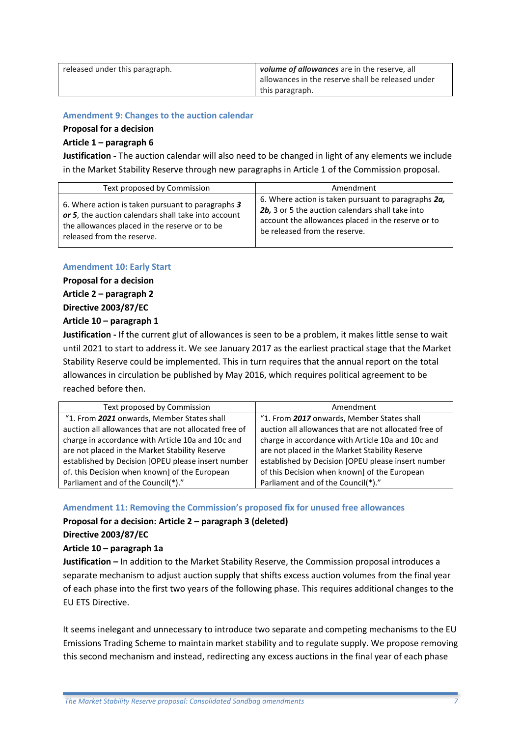| released under this paragraph. | ***volume of allowances*** are in the reserve, all allowances in the reserve shall be released under this paragraph. |
|---|---|

### Amendment 9: Changes to the auction calendar

**Proposal for a decision**

**Article 1 – paragraph 6**

**Justification -** The auction calendar will also need to be changed in light of any elements we include in the Market Stability Reserve through new paragraphs in Article 1 of the Commission proposal.

| Text proposed by Commission | Amendment |
|---|---|
| 6. Where action is taken pursuant to paragraphs ***3 or 5***, the auction calendars shall take into account the allowances placed in the reserve or to be released from the reserve. | 6. Where action is taken pursuant to paragraphs ***2a, 2b,*** 3 or 5 the auction calendars shall take into account the allowances placed in the reserve or to be released from the reserve. |

### Amendment 10: Early Start

**Proposal for a decision**

**Article 2 – paragraph 2**

**Directive 2003/87/EC**

**Article 10 – paragraph 1**

**Justification -** If the current glut of allowances is seen to be a problem, it makes little sense to wait until 2021 to start to address it. We see January 2017 as the earliest practical stage that the Market Stability Reserve could be implemented. This in turn requires that the annual report on the total allowances in circulation be published by May 2016, which requires political agreement to be reached before then.

| Text proposed by Commission | Amendment |
|---|---|
| "1. From ***2021*** onwards, Member States shall auction all allowances that are not allocated free of charge in accordance with Article 10a and 10c and are not placed in the Market Stability Reserve established by Decision [OPEU please insert number of. this Decision when known] of the European Parliament and of the Council(*)." | "1. From ***2017*** onwards, Member States shall auction all allowances that are not allocated free of charge in accordance with Article 10a and 10c and are not placed in the Market Stability Reserve established by Decision [OPEU please insert number of this Decision when known] of the European Parliament and of the Council(*)." |

### Amendment 11: Removing the Commission's proposed fix for unused free allowances

**Proposal for a decision: Article 2 – paragraph 3 (deleted)**

**Directive 2003/87/EC**

**Article 10 – paragraph 1a**

**Justification –** In addition to the Market Stability Reserve, the Commission proposal introduces a separate mechanism to adjust auction supply that shifts excess auction volumes from the final year of each phase into the first two years of the following phase. This requires additional changes to the EU ETS Directive.

It seems inelegant and unnecessary to introduce two separate and competing mechanisms to the EU Emissions Trading Scheme to maintain market stability and to regulate supply. We propose removing this second mechanism and instead, redirecting any excess auctions in the final year of each phase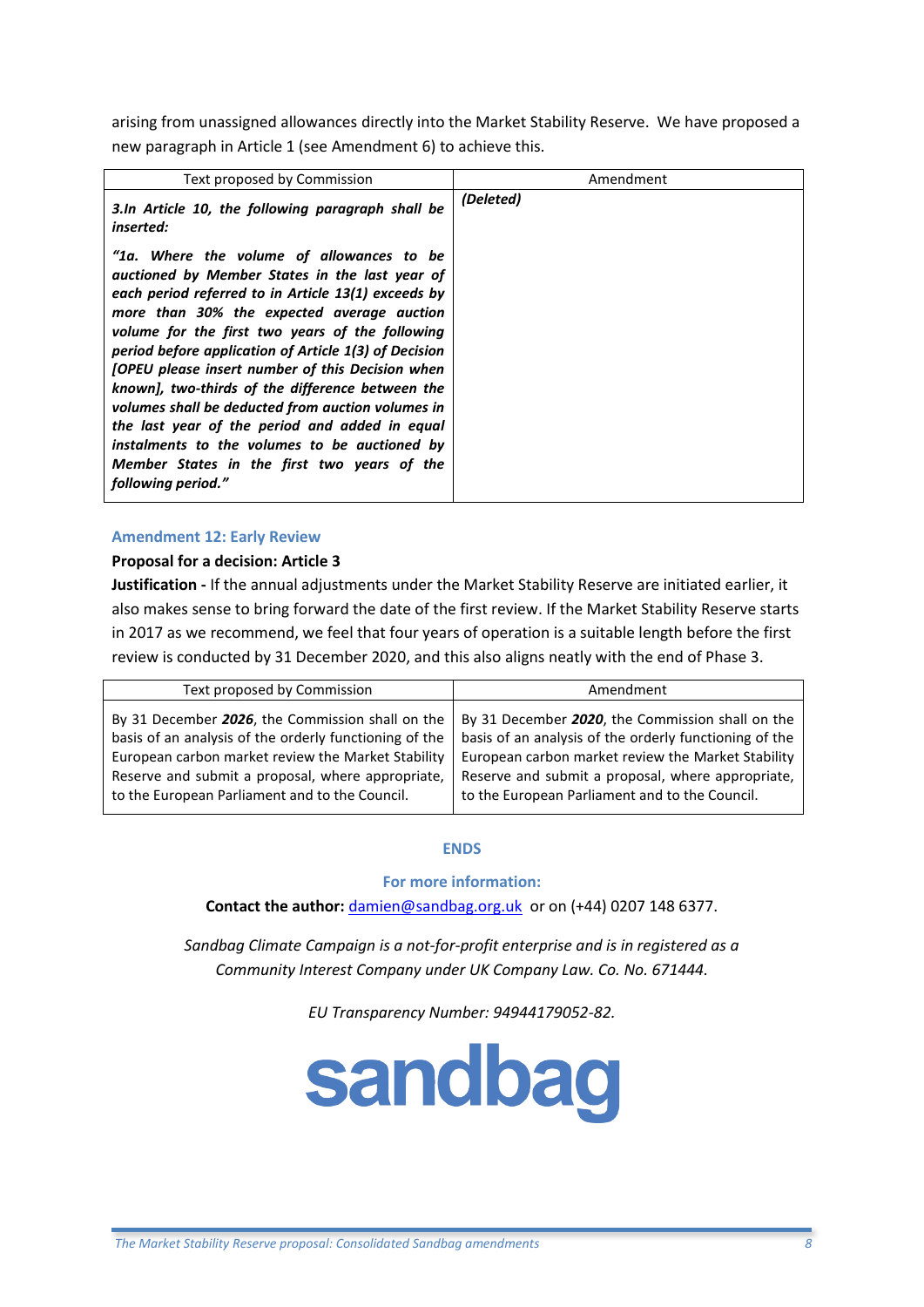arising from unassigned allowances directly into the Market Stability Reserve. We have proposed a new paragraph in Article 1 (see Amendment 6) to achieve this.

| Text proposed by Commission | Amendment |
|---|---|
| ***3.In Article 10, the following paragraph shall be inserted:***<br><br>***"1a. Where the volume of allowances to be auctioned by Member States in the last year of each period referred to in Article 13(1) exceeds by more than 30% the expected average auction volume for the first two years of the following period before application of Article 1(3) of Decision [OPEU please insert number of this Decision when known], two-thirds of the difference between the volumes shall be deducted from auction volumes in the last year of the period and added in equal instalments to the volumes to be auctioned by Member States in the first two years of the following period."*** | ***(Deleted)*** |

### Amendment 12: Early Review

**Proposal for a decision: Article 3**

**Justification -** If the annual adjustments under the Market Stability Reserve are initiated earlier, it also makes sense to bring forward the date of the first review. If the Market Stability Reserve starts in 2017 as we recommend, we feel that four years of operation is a suitable length before the first review is conducted by 31 December 2020, and this also aligns neatly with the end of Phase 3.

| Text proposed by Commission | Amendment |
|---|---|
| By 31 December ***2026***, the Commission shall on the basis of an analysis of the orderly functioning of the European carbon market review the Market Stability Reserve and submit a proposal, where appropriate, to the European Parliament and to the Council. | By 31 December ***2020***, the Commission shall on the basis of an analysis of the orderly functioning of the European carbon market review the Market Stability Reserve and submit a proposal, where appropriate, to the European Parliament and to the Council. |

**ENDS**

**For more information:**

**Contact the author:** damien@sandbag.org.uk or on (+44) 0207 148 6377.

*Sandbag Climate Campaign is a not-for-profit enterprise and is in registered as a Community Interest Company under UK Company Law. Co. No. 671444.*

*EU Transparency Number: 94944179052-82.*

sandbag